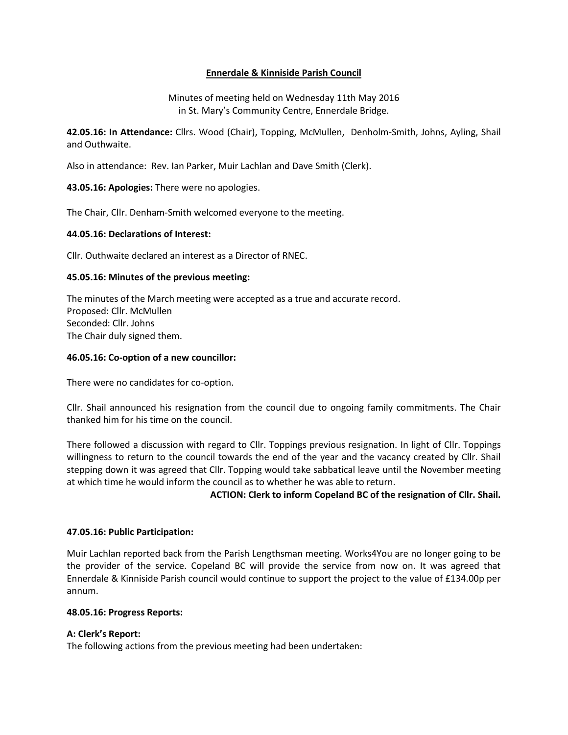# Ennerdale & Kinniside Parish Council

Minutes of meeting held on Wednesday 11th May 2016
in St. Mary's Community Centre, Ennerdale Bridge.

**42.05.16: In Attendance:** Cllrs. Wood (Chair), Topping, McMullen, Denholm-Smith, Johns, Ayling, Shail and Outhwaite.

Also in attendance: Rev. Ian Parker, Muir Lachlan and Dave Smith (Clerk).

**43.05.16: Apologies:** There were no apologies.

The Chair, Cllr. Denham-Smith welcomed everyone to the meeting.

**44.05.16: Declarations of Interest:**

Cllr. Outhwaite declared an interest as a Director of RNEC.

**45.05.16: Minutes of the previous meeting:**

The minutes of the March meeting were accepted as a true and accurate record.
Proposed: Cllr. McMullen
Seconded: Cllr. Johns
The Chair duly signed them.

**46.05.16: Co-option of a new councillor:**

There were no candidates for co-option.

Cllr. Shail announced his resignation from the council due to ongoing family commitments. The Chair thanked him for his time on the council.

There followed a discussion with regard to Cllr. Toppings previous resignation. In light of Cllr. Toppings willingness to return to the council towards the end of the year and the vacancy created by Cllr. Shail stepping down it was agreed that Cllr. Topping would take sabbatical leave until the November meeting at which time he would inform the council as to whether he was able to return.

**ACTION: Clerk to inform Copeland BC of the resignation of Cllr. Shail.**

**47.05.16: Public Participation:**

Muir Lachlan reported back from the Parish Lengthsman meeting. Works4You are no longer going to be the provider of the service. Copeland BC will provide the service from now on. It was agreed that Ennerdale & Kinniside Parish council would continue to support the project to the value of £134.00p per annum.

**48.05.16: Progress Reports:**

**A: Clerk's Report:**
The following actions from the previous meeting had been undertaken: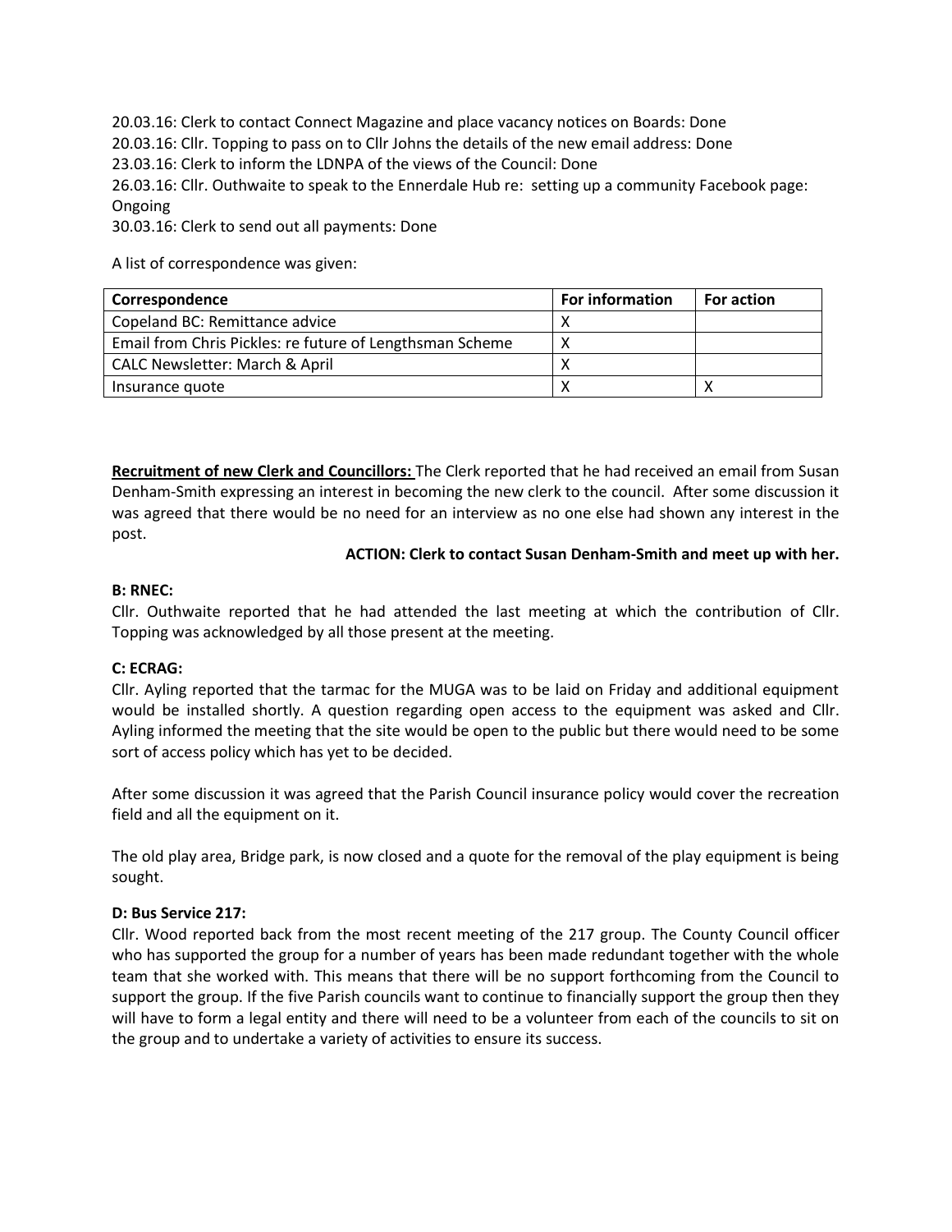20.03.16: Clerk to contact Connect Magazine and place vacancy notices on Boards: Done
20.03.16: Cllr. Topping to pass on to Cllr Johns the details of the new email address: Done
23.03.16: Clerk to inform the LDNPA of the views of the Council: Done
26.03.16: Cllr. Outhwaite to speak to the Ennerdale Hub re: setting up a community Facebook page: Ongoing
30.03.16: Clerk to send out all payments: Done

A list of correspondence was given:

| Correspondence | For information | For action |
|---|---|---|
| Copeland BC: Remittance advice | X | |
| Email from Chris Pickles: re future of Lengthsman Scheme | X | |
| CALC Newsletter: March & April | X | |
| Insurance quote | X | X |

**Recruitment of new Clerk and Councillors:** The Clerk reported that he had received an email from Susan Denham-Smith expressing an interest in becoming the new clerk to the council. After some discussion it was agreed that there would be no need for an interview as no one else had shown any interest in the post.

**ACTION: Clerk to contact Susan Denham-Smith and meet up with her.**

**B: RNEC:**

Cllr. Outhwaite reported that he had attended the last meeting at which the contribution of Cllr. Topping was acknowledged by all those present at the meeting.

**C: ECRAG:**

Cllr. Ayling reported that the tarmac for the MUGA was to be laid on Friday and additional equipment would be installed shortly. A question regarding open access to the equipment was asked and Cllr. Ayling informed the meeting that the site would be open to the public but there would need to be some sort of access policy which has yet to be decided.

After some discussion it was agreed that the Parish Council insurance policy would cover the recreation field and all the equipment on it.

The old play area, Bridge park, is now closed and a quote for the removal of the play equipment is being sought.

**D: Bus Service 217:**

Cllr. Wood reported back from the most recent meeting of the 217 group. The County Council officer who has supported the group for a number of years has been made redundant together with the whole team that she worked with. This means that there will be no support forthcoming from the Council to support the group. If the five Parish councils want to continue to financially support the group then they will have to form a legal entity and there will need to be a volunteer from each of the councils to sit on the group and to undertake a variety of activities to ensure its success.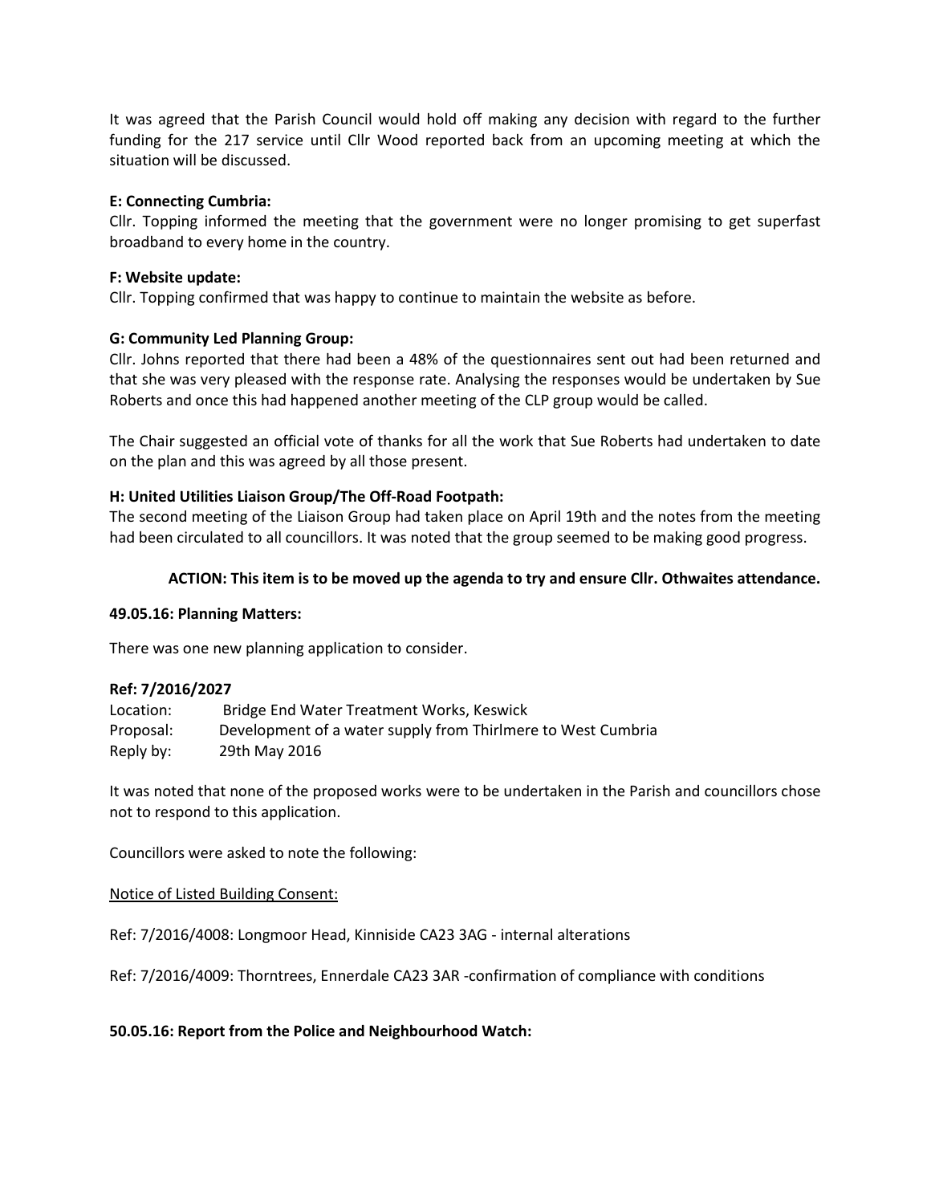It was agreed that the Parish Council would hold off making any decision with regard to the further funding for the 217 service until Cllr Wood reported back from an upcoming meeting at which the situation will be discussed.

**E: Connecting Cumbria:**

Cllr. Topping informed the meeting that the government were no longer promising to get superfast broadband to every home in the country.

**F: Website update:**

Cllr. Topping confirmed that was happy to continue to maintain the website as before.

**G: Community Led Planning Group:**

Cllr. Johns reported that there had been a 48% of the questionnaires sent out had been returned and that she was very pleased with the response rate. Analysing the responses would be undertaken by Sue Roberts and once this had happened another meeting of the CLP group would be called.

The Chair suggested an official vote of thanks for all the work that Sue Roberts had undertaken to date on the plan and this was agreed by all those present.

**H: United Utilities Liaison Group/The Off-Road Footpath:**

The second meeting of the Liaison Group had taken place on April 19th and the notes from the meeting had been circulated to all councillors. It was noted that the group seemed to be making good progress.

**ACTION: This item is to be moved up the agenda to try and ensure Cllr. Othwaites attendance.**

**49.05.16: Planning Matters:**

There was one new planning application to consider.

**Ref: 7/2016/2027**

Location: Bridge End Water Treatment Works, Keswick
Proposal: Development of a water supply from Thirlmere to West Cumbria
Reply by: 29th May 2016

It was noted that none of the proposed works were to be undertaken in the Parish and councillors chose not to respond to this application.

Councillors were asked to note the following:

<u>Notice of Listed Building Consent:</u>

Ref: 7/2016/4008: Longmoor Head, Kinniside CA23 3AG - internal alterations

Ref: 7/2016/4009: Thorntrees, Ennerdale CA23 3AR -confirmation of compliance with conditions

**50.05.16: Report from the Police and Neighbourhood Watch:**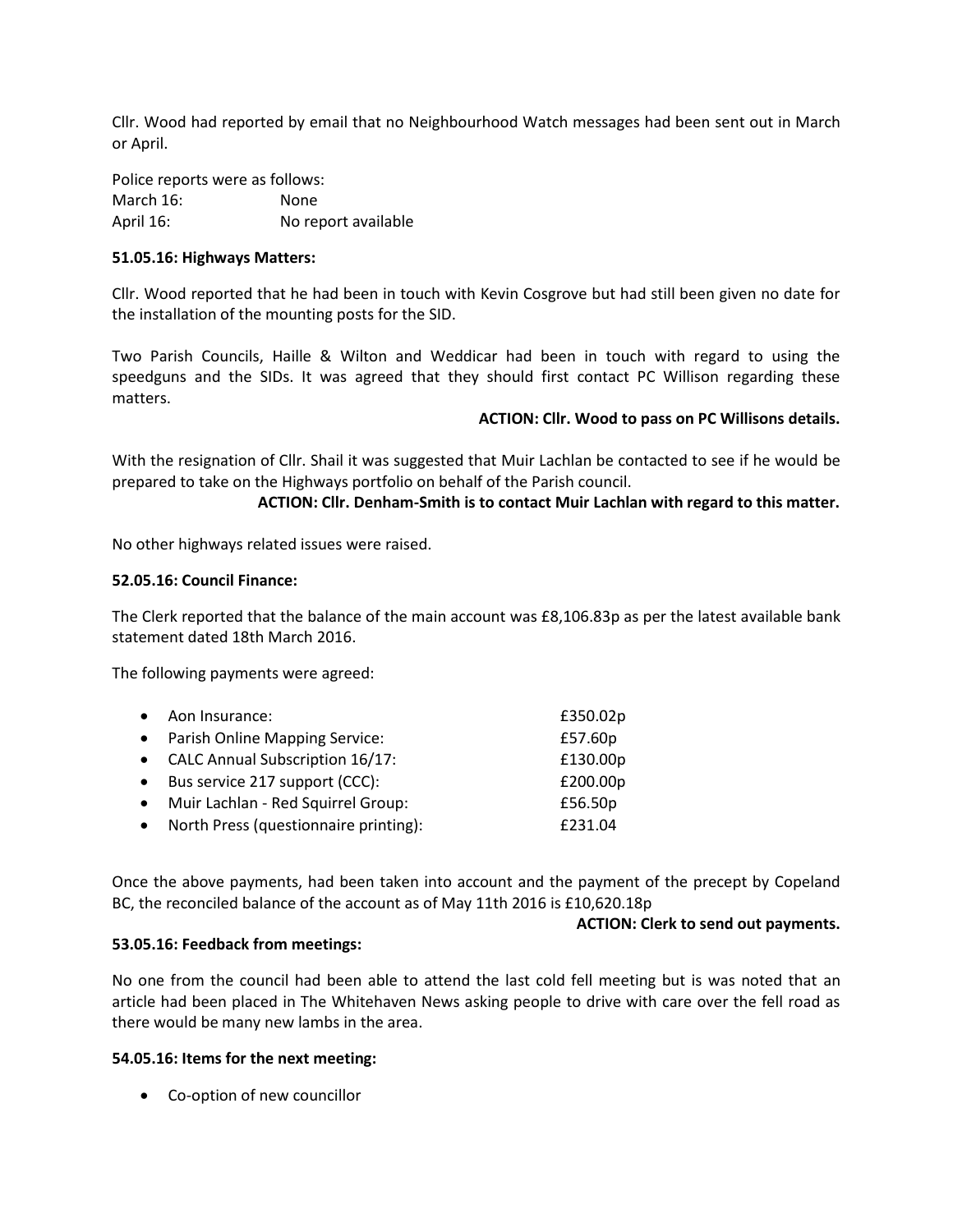Cllr. Wood had reported by email that no Neighbourhood Watch messages had been sent out in March or April.

Police reports were as follows:

| | |
|---|---|
| March 16: | None |
| April 16: | No report available |

**51.05.16: Highways Matters:**

Cllr. Wood reported that he had been in touch with Kevin Cosgrove but had still been given no date for the installation of the mounting posts for the SID.

Two Parish Councils, Haille & Wilton and Weddicar had been in touch with regard to using the speedguns and the SIDs. It was agreed that they should first contact PC Willison regarding these matters.

**ACTION: Cllr. Wood to pass on PC Willisons details.**

With the resignation of Cllr. Shail it was suggested that Muir Lachlan be contacted to see if he would be prepared to take on the Highways portfolio on behalf of the Parish council.

**ACTION: Cllr. Denham-Smith is to contact Muir Lachlan with regard to this matter.**

No other highways related issues were raised.

**52.05.16: Council Finance:**

The Clerk reported that the balance of the main account was £8,106.83p as per the latest available bank statement dated 18th March 2016.

The following payments were agreed:

- Aon Insurance: £350.02p
- Parish Online Mapping Service: £57.60p
- CALC Annual Subscription 16/17: £130.00p
- Bus service 217 support (CCC): £200.00p
- Muir Lachlan - Red Squirrel Group: £56.50p
- North Press (questionnaire printing): £231.04

Once the above payments, had been taken into account and the payment of the precept by Copeland BC, the reconciled balance of the account as of May 11th 2016 is £10,620.18p

**ACTION: Clerk to send out payments.**

**53.05.16: Feedback from meetings:**

No one from the council had been able to attend the last cold fell meeting but is was noted that an article had been placed in The Whitehaven News asking people to drive with care over the fell road as there would be many new lambs in the area.

**54.05.16: Items for the next meeting:**

- Co-option of new councillor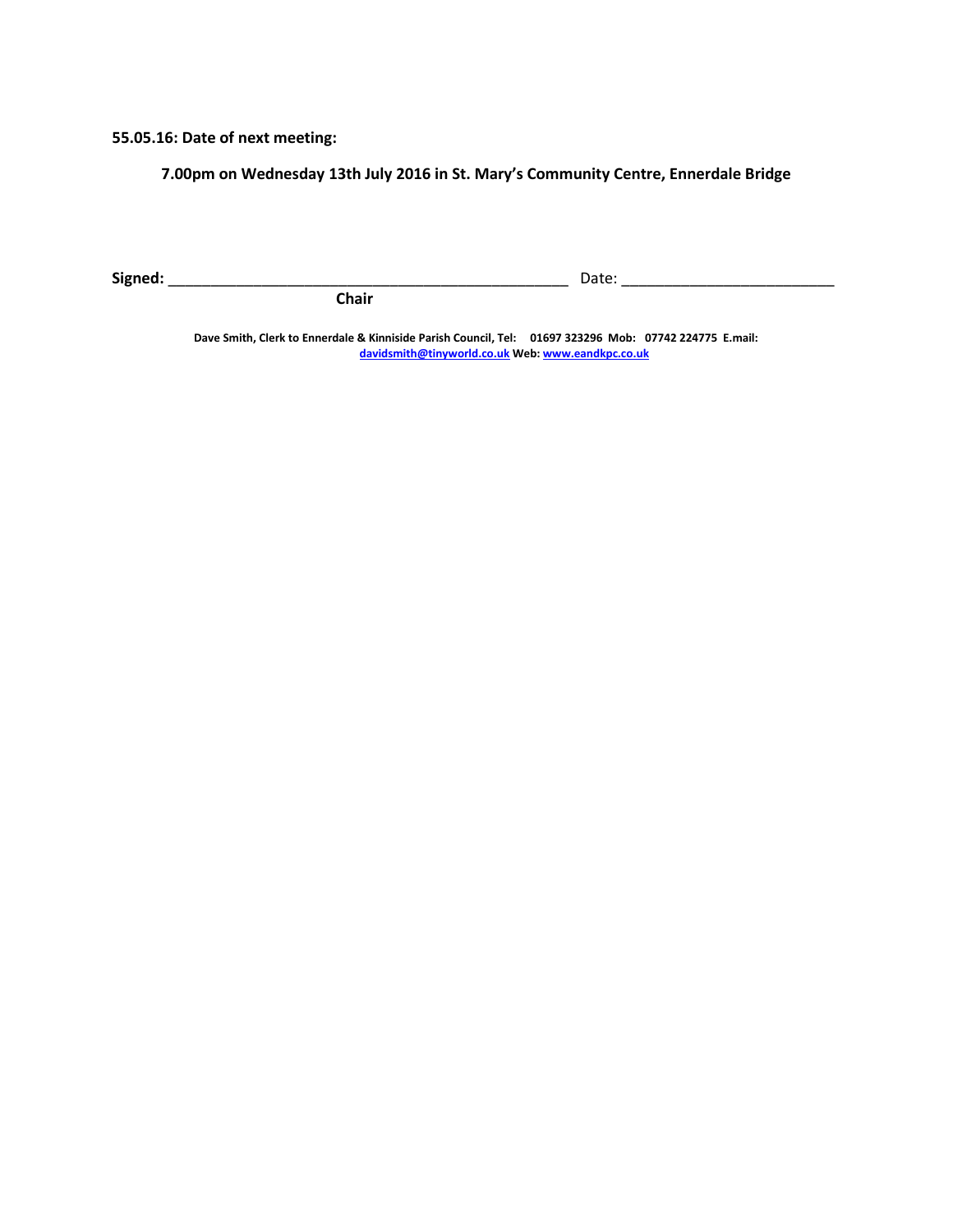**55.05.16: Date of next meeting:**

**7.00pm on Wednesday 13th July 2016 in St. Mary's Community Centre, Ennerdale Bridge**

**Signed:** _______________________________________________ Date: ________________________

**Chair**

**Dave Smith, Clerk to Ennerdale & Kinniside Parish Council, Tel: 01697 323296 Mob: 07742 224775 E.mail: davidsmith@tinyworld.co.uk Web: www.eandkpc.co.uk**